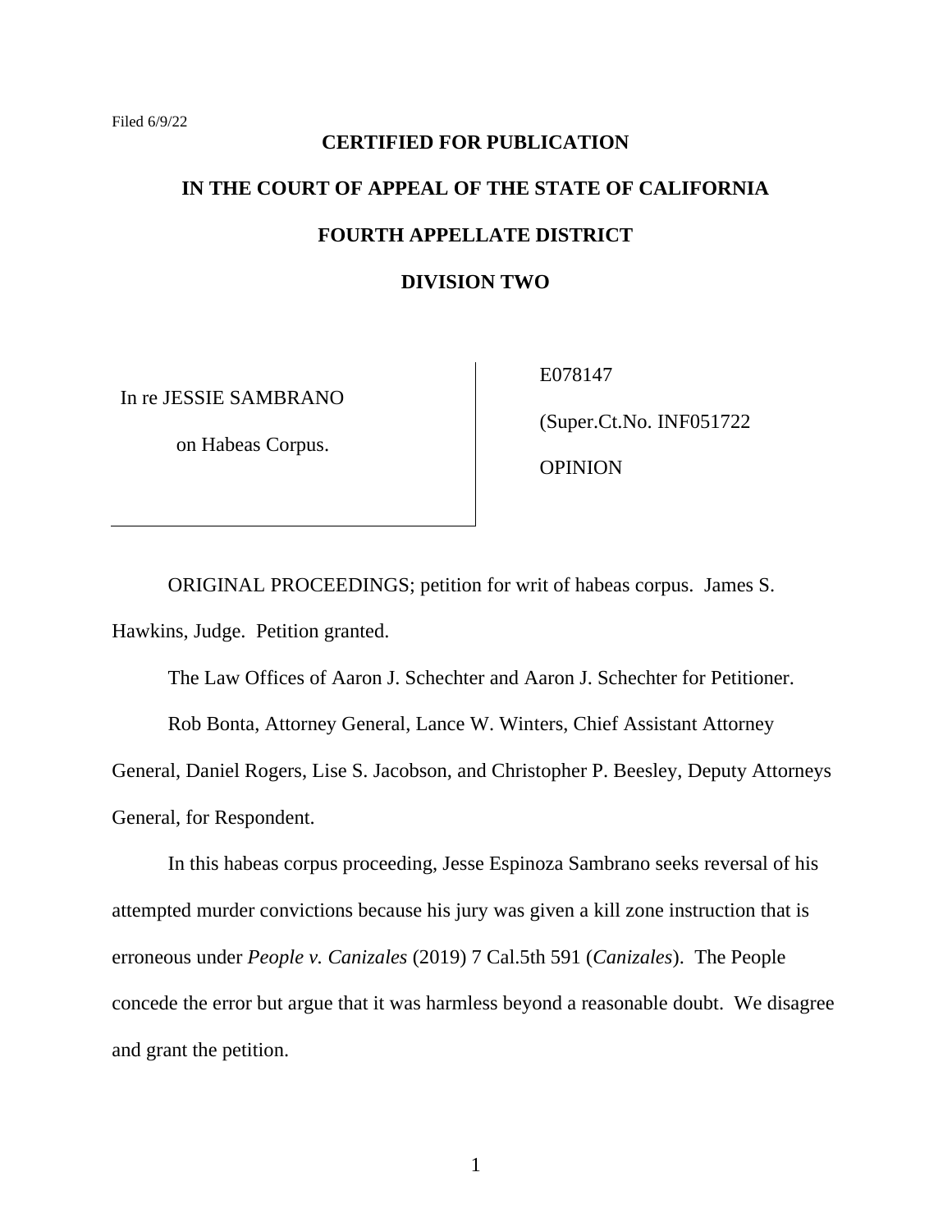Filed 6/9/22

**CERTIFIED FOR PUBLICATION**

**IN THE COURT OF APPEAL OF THE STATE OF CALIFORNIA**

**FOURTH APPELLATE DISTRICT**

**DIVISION TWO**

| In re JESSIE SAMBRANO on Habeas Corpus. | E078147 (Super.Ct.No. INF051722 OPINION |
|---|---|

ORIGINAL PROCEEDINGS; petition for writ of habeas corpus. James S. Hawkins, Judge. Petition granted.

The Law Offices of Aaron J. Schechter and Aaron J. Schechter for Petitioner.

Rob Bonta, Attorney General, Lance W. Winters, Chief Assistant Attorney General, Daniel Rogers, Lise S. Jacobson, and Christopher P. Beesley, Deputy Attorneys General, for Respondent.

In this habeas corpus proceeding, Jesse Espinoza Sambrano seeks reversal of his attempted murder convictions because his jury was given a kill zone instruction that is erroneous under *People v. Canizales* (2019) 7 Cal.5th 591 (*Canizales*). The People concede the error but argue that it was harmless beyond a reasonable doubt. We disagree and grant the petition.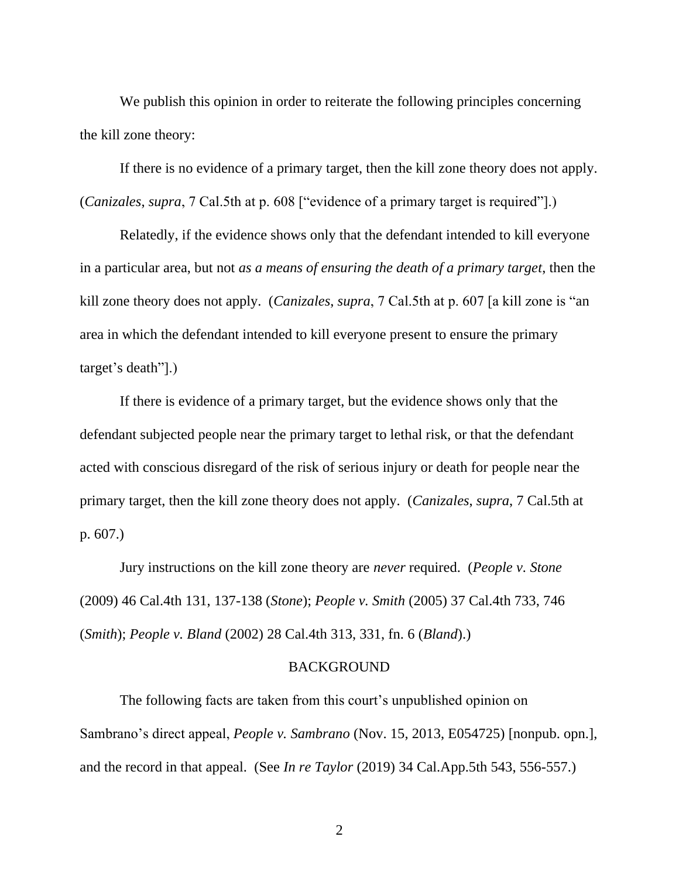We publish this opinion in order to reiterate the following principles concerning the kill zone theory:

If there is no evidence of a primary target, then the kill zone theory does not apply. (*Canizales*, *supra*, 7 Cal.5th at p. 608 ["evidence of a primary target is required"].)

Relatedly, if the evidence shows only that the defendant intended to kill everyone in a particular area, but not *as a means of ensuring the death of a primary target*, then the kill zone theory does not apply. (*Canizales*, *supra*, 7 Cal.5th at p. 607 [a kill zone is "an area in which the defendant intended to kill everyone present to ensure the primary target's death"].)

If there is evidence of a primary target, but the evidence shows only that the defendant subjected people near the primary target to lethal risk, or that the defendant acted with conscious disregard of the risk of serious injury or death for people near the primary target, then the kill zone theory does not apply. (*Canizales*, *supra*, 7 Cal.5th at p. 607.)

Jury instructions on the kill zone theory are *never* required. (*People v. Stone* (2009) 46 Cal.4th 131, 137-138 (*Stone*); *People v. Smith* (2005) 37 Cal.4th 733, 746 (*Smith*); *People v. Bland* (2002) 28 Cal.4th 313, 331, fn. 6 (*Bland*).)

## BACKGROUND

The following facts are taken from this court's unpublished opinion on Sambrano's direct appeal, *People v. Sambrano* (Nov. 15, 2013, E054725) [nonpub. opn.], and the record in that appeal. (See *In re Taylor* (2019) 34 Cal.App.5th 543, 556-557.)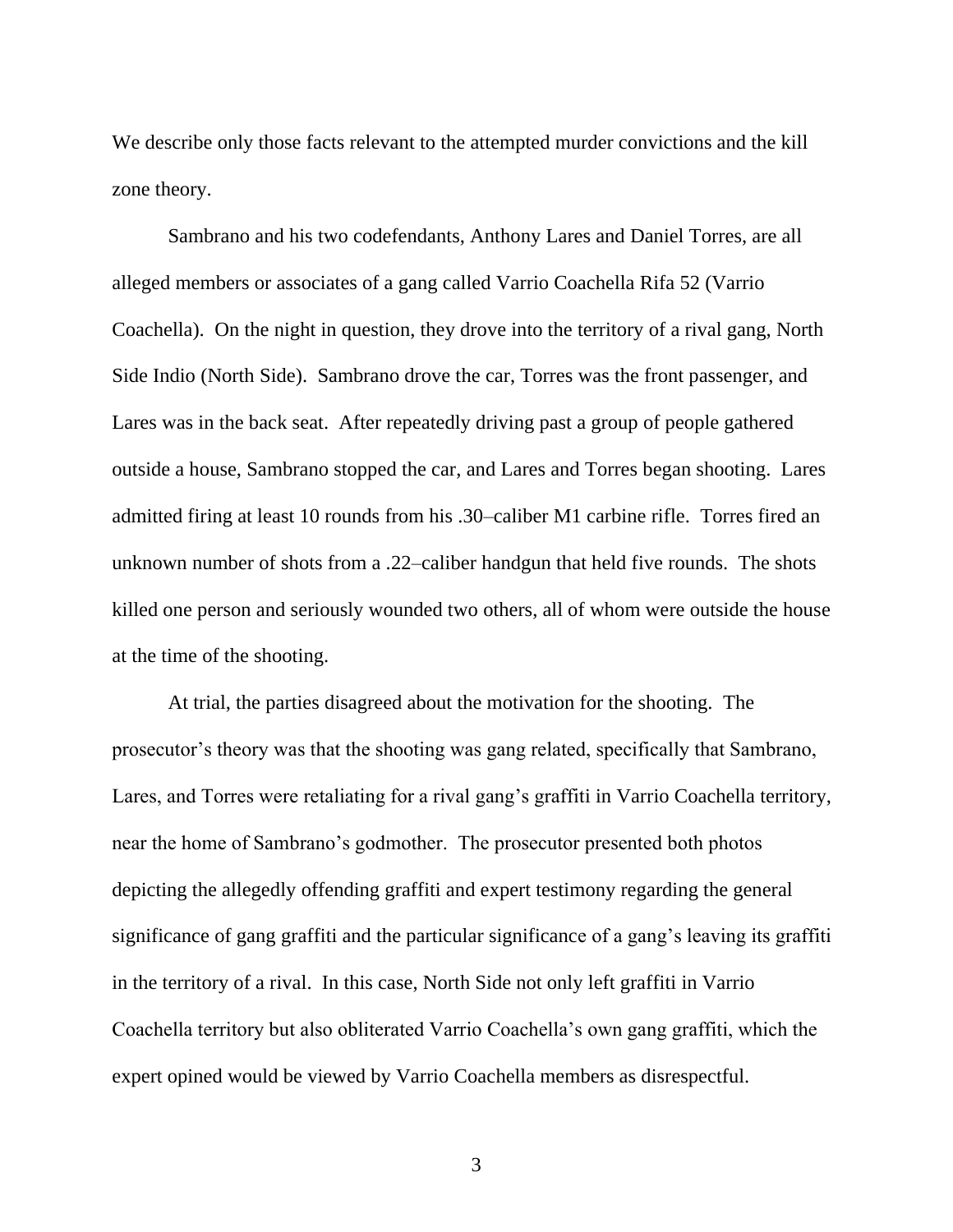We describe only those facts relevant to the attempted murder convictions and the kill zone theory.

Sambrano and his two codefendants, Anthony Lares and Daniel Torres, are all alleged members or associates of a gang called Varrio Coachella Rifa 52 (Varrio Coachella). On the night in question, they drove into the territory of a rival gang, North Side Indio (North Side). Sambrano drove the car, Torres was the front passenger, and Lares was in the back seat. After repeatedly driving past a group of people gathered outside a house, Sambrano stopped the car, and Lares and Torres began shooting. Lares admitted firing at least 10 rounds from his .30–caliber M1 carbine rifle. Torres fired an unknown number of shots from a .22–caliber handgun that held five rounds. The shots killed one person and seriously wounded two others, all of whom were outside the house at the time of the shooting.

At trial, the parties disagreed about the motivation for the shooting. The prosecutor's theory was that the shooting was gang related, specifically that Sambrano, Lares, and Torres were retaliating for a rival gang's graffiti in Varrio Coachella territory, near the home of Sambrano's godmother. The prosecutor presented both photos depicting the allegedly offending graffiti and expert testimony regarding the general significance of gang graffiti and the particular significance of a gang's leaving its graffiti in the territory of a rival. In this case, North Side not only left graffiti in Varrio Coachella territory but also obliterated Varrio Coachella's own gang graffiti, which the expert opined would be viewed by Varrio Coachella members as disrespectful.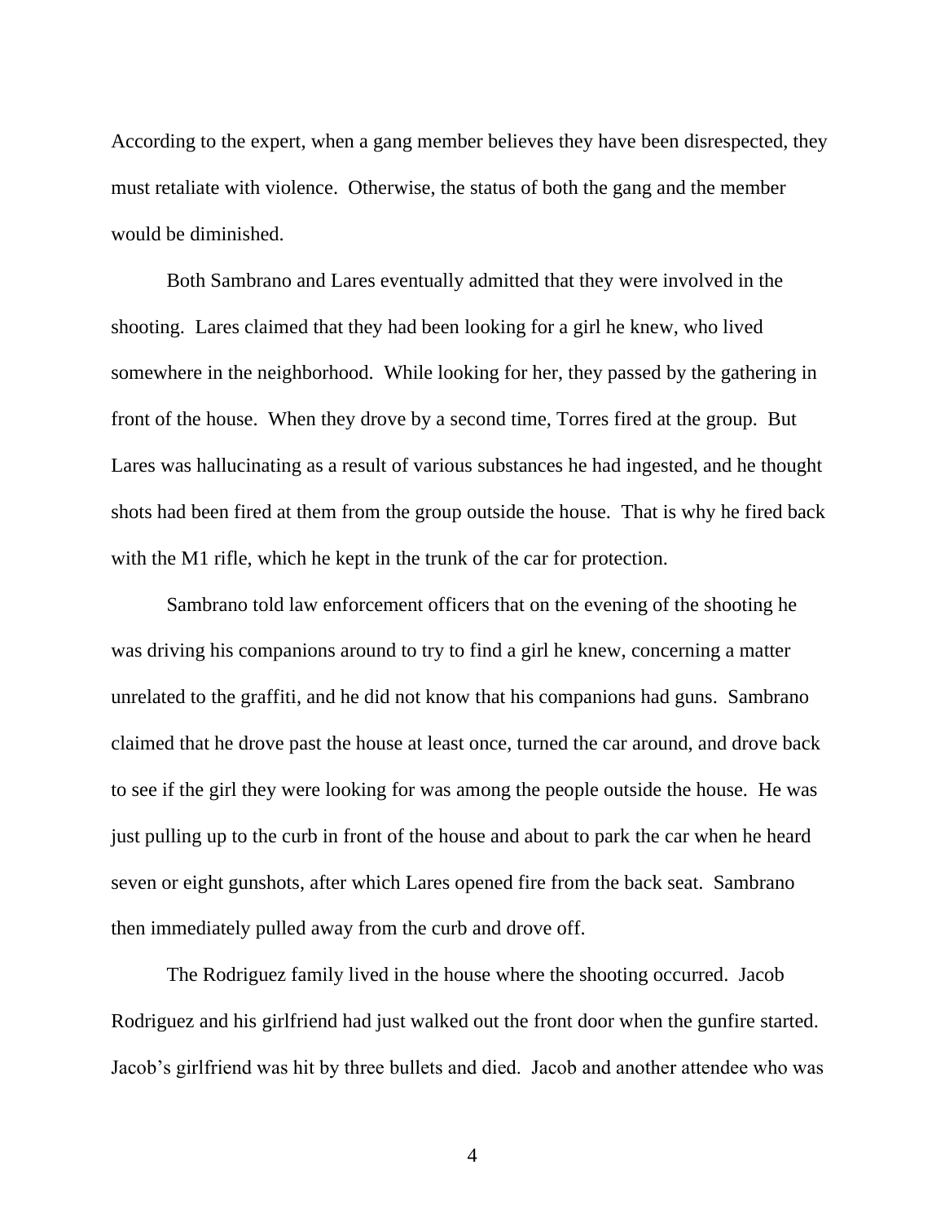According to the expert, when a gang member believes they have been disrespected, they must retaliate with violence. Otherwise, the status of both the gang and the member would be diminished.

Both Sambrano and Lares eventually admitted that they were involved in the shooting. Lares claimed that they had been looking for a girl he knew, who lived somewhere in the neighborhood. While looking for her, they passed by the gathering in front of the house. When they drove by a second time, Torres fired at the group. But Lares was hallucinating as a result of various substances he had ingested, and he thought shots had been fired at them from the group outside the house. That is why he fired back with the M1 rifle, which he kept in the trunk of the car for protection.

Sambrano told law enforcement officers that on the evening of the shooting he was driving his companions around to try to find a girl he knew, concerning a matter unrelated to the graffiti, and he did not know that his companions had guns. Sambrano claimed that he drove past the house at least once, turned the car around, and drove back to see if the girl they were looking for was among the people outside the house. He was just pulling up to the curb in front of the house and about to park the car when he heard seven or eight gunshots, after which Lares opened fire from the back seat. Sambrano then immediately pulled away from the curb and drove off.

The Rodriguez family lived in the house where the shooting occurred. Jacob Rodriguez and his girlfriend had just walked out the front door when the gunfire started. Jacob's girlfriend was hit by three bullets and died. Jacob and another attendee who was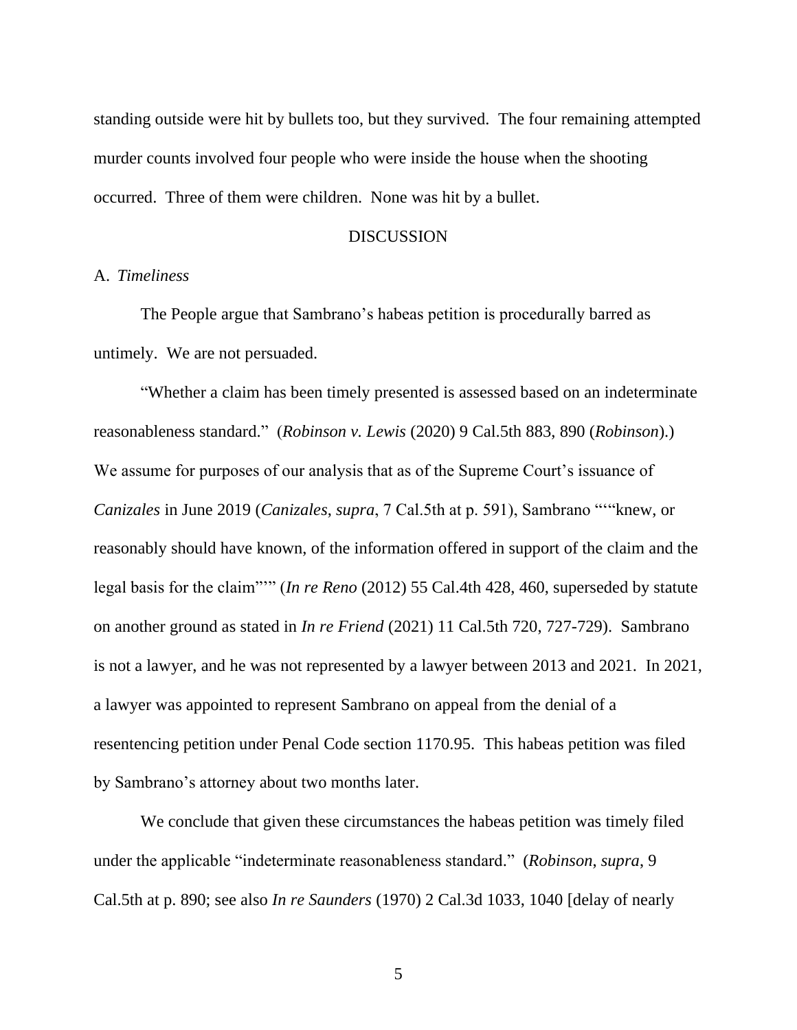standing outside were hit by bullets too, but they survived. The four remaining attempted murder counts involved four people who were inside the house when the shooting occurred. Three of them were children. None was hit by a bullet.

DISCUSSION

A. *Timeliness*

The People argue that Sambrano's habeas petition is procedurally barred as untimely. We are not persuaded.

"Whether a claim has been timely presented is assessed based on an indeterminate reasonableness standard." (*Robinson v. Lewis* (2020) 9 Cal.5th 883, 890 (*Robinson*).) We assume for purposes of our analysis that as of the Supreme Court's issuance of *Canizales* in June 2019 (*Canizales*, *supra*, 7 Cal.5th at p. 591), Sambrano """knew, or reasonably should have known, of the information offered in support of the claim and the legal basis for the claim"""" (*In re Reno* (2012) 55 Cal.4th 428, 460, superseded by statute on another ground as stated in *In re Friend* (2021) 11 Cal.5th 720, 727-729). Sambrano is not a lawyer, and he was not represented by a lawyer between 2013 and 2021. In 2021, a lawyer was appointed to represent Sambrano on appeal from the denial of a resentencing petition under Penal Code section 1170.95. This habeas petition was filed by Sambrano's attorney about two months later.

We conclude that given these circumstances the habeas petition was timely filed under the applicable "indeterminate reasonableness standard." (*Robinson*, *supra*, 9 Cal.5th at p. 890; see also *In re Saunders* (1970) 2 Cal.3d 1033, 1040 [delay of nearly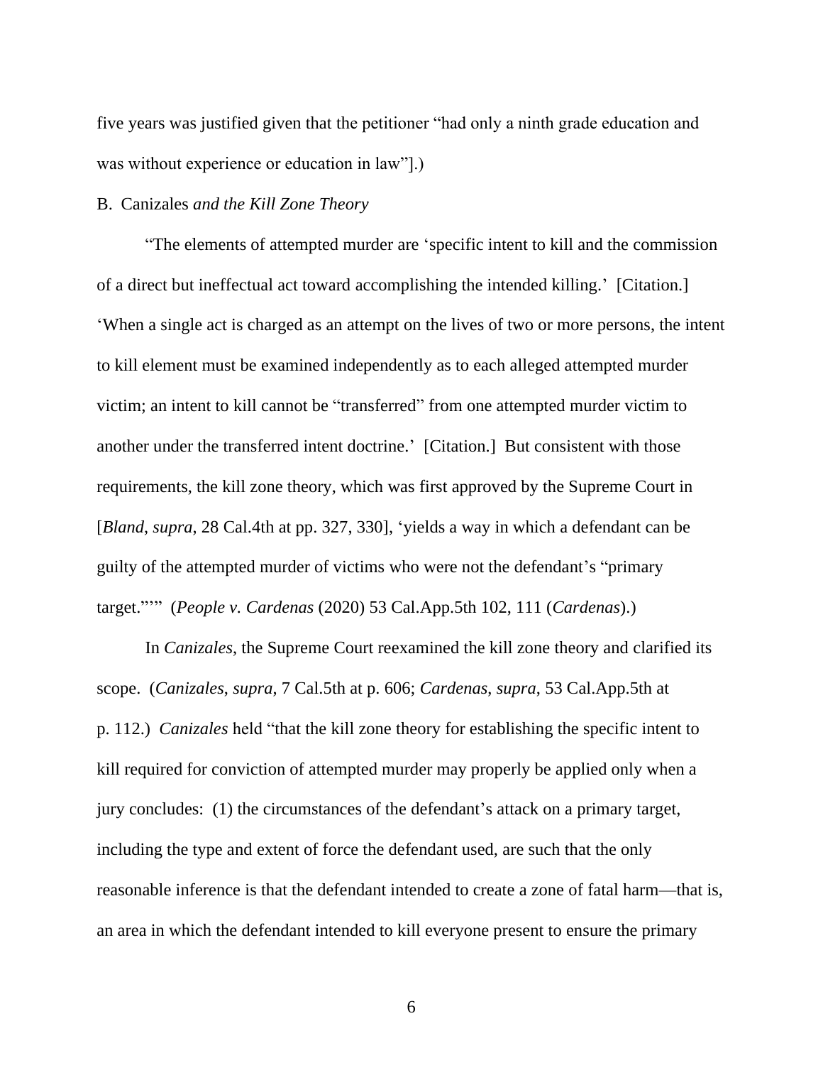five years was justified given that the petitioner "had only a ninth grade education and was without experience or education in law"].)

B. Canizales *and the Kill Zone Theory*

"The elements of attempted murder are 'specific intent to kill and the commission of a direct but ineffectual act toward accomplishing the intended killing.' [Citation.] 'When a single act is charged as an attempt on the lives of two or more persons, the intent to kill element must be examined independently as to each alleged attempted murder victim; an intent to kill cannot be "transferred" from one attempted murder victim to another under the transferred intent doctrine.' [Citation.] But consistent with those requirements, the kill zone theory, which was first approved by the Supreme Court in [*Bland*, *supra*, 28 Cal.4th at pp. 327, 330], 'yields a way in which a defendant can be guilty of the attempted murder of victims who were not the defendant's "primary target."'" (*People v. Cardenas* (2020) 53 Cal.App.5th 102, 111 (*Cardenas*).)

In *Canizales*, the Supreme Court reexamined the kill zone theory and clarified its scope. (*Canizales*, *supra*, 7 Cal.5th at p. 606; *Cardenas*, *supra*, 53 Cal.App.5th at p. 112.) *Canizales* held "that the kill zone theory for establishing the specific intent to kill required for conviction of attempted murder may properly be applied only when a jury concludes: (1) the circumstances of the defendant's attack on a primary target, including the type and extent of force the defendant used, are such that the only reasonable inference is that the defendant intended to create a zone of fatal harm—that is, an area in which the defendant intended to kill everyone present to ensure the primary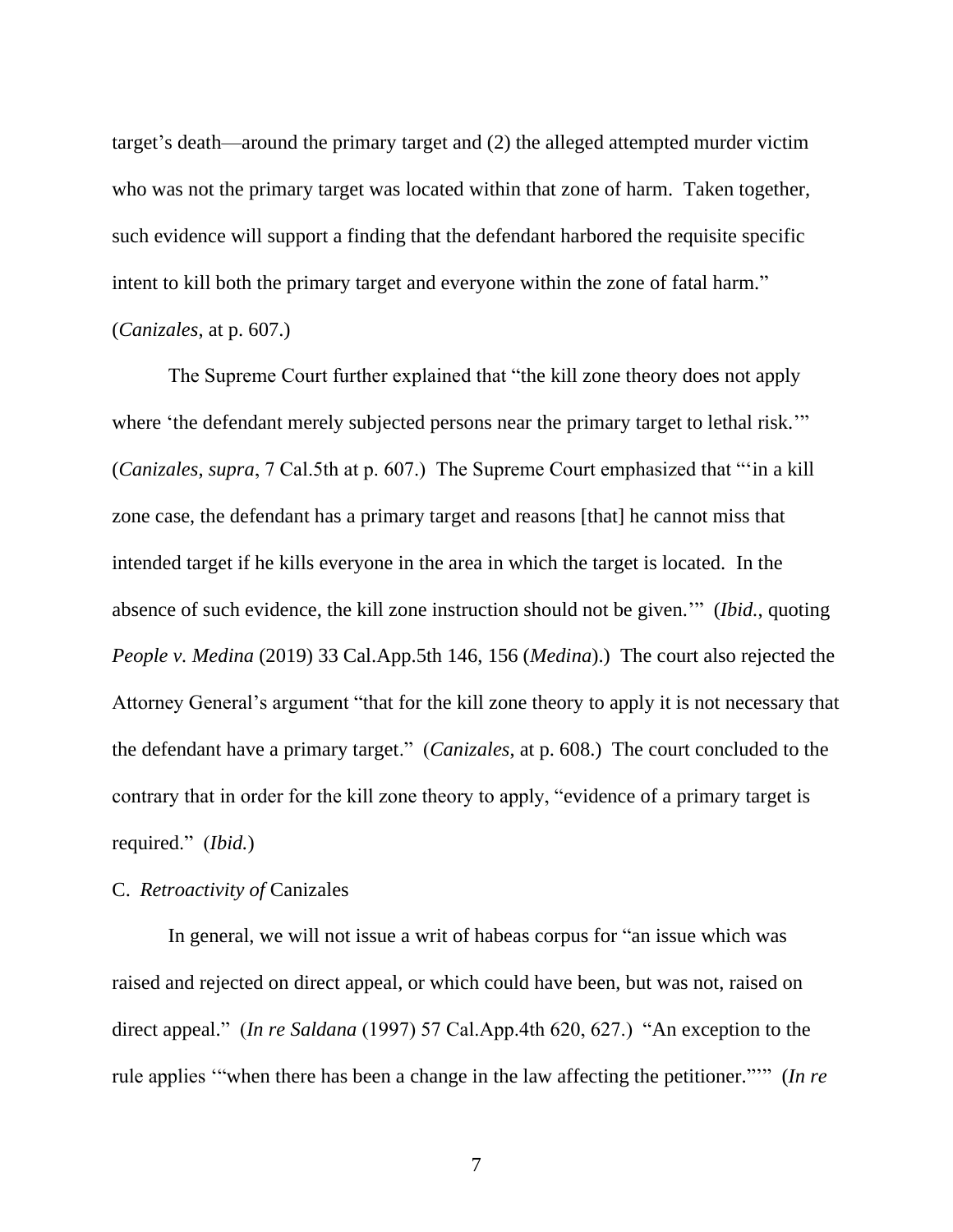target's death—around the primary target and (2) the alleged attempted murder victim who was not the primary target was located within that zone of harm. Taken together, such evidence will support a finding that the defendant harbored the requisite specific intent to kill both the primary target and everyone within the zone of fatal harm." (*Canizales*, at p. 607.)

The Supreme Court further explained that "the kill zone theory does not apply where 'the defendant merely subjected persons near the primary target to lethal risk.'" (*Canizales*, *supra*, 7 Cal.5th at p. 607.) The Supreme Court emphasized that "'in a kill zone case, the defendant has a primary target and reasons [that] he cannot miss that intended target if he kills everyone in the area in which the target is located. In the absence of such evidence, the kill zone instruction should not be given.'" (*Ibid.*, quoting *People v. Medina* (2019) 33 Cal.App.5th 146, 156 (*Medina*).) The court also rejected the Attorney General's argument "that for the kill zone theory to apply it is not necessary that the defendant have a primary target." (*Canizales*, at p. 608.) The court concluded to the contrary that in order for the kill zone theory to apply, "evidence of a primary target is required." (*Ibid.*)

C. *Retroactivity of* Canizales

In general, we will not issue a writ of habeas corpus for "an issue which was raised and rejected on direct appeal, or which could have been, but was not, raised on direct appeal." (*In re Saldana* (1997) 57 Cal.App.4th 620, 627.) "An exception to the rule applies '"when there has been a change in the law affecting the petitioner."'" (*In re*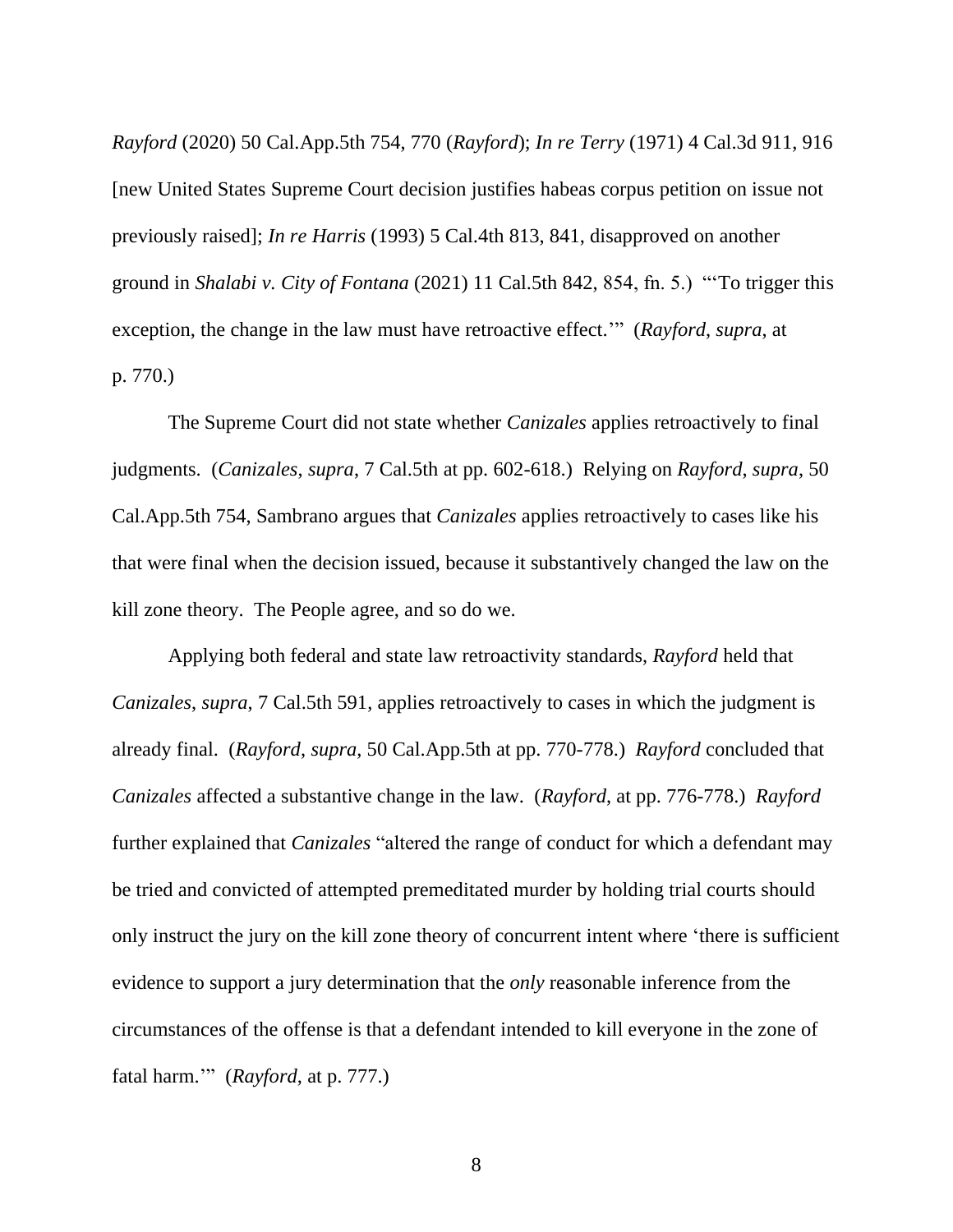*Rayford* (2020) 50 Cal.App.5th 754, 770 (*Rayford*); *In re Terry* (1971) 4 Cal.3d 911, 916 [new United States Supreme Court decision justifies habeas corpus petition on issue not previously raised]; *In re Harris* (1993) 5 Cal.4th 813, 841, disapproved on another ground in *Shalabi v. City of Fontana* (2021) 11 Cal.5th 842, 854, fn. 5.) "'To trigger this exception, the change in the law must have retroactive effect.'" (*Rayford*, *supra*, at p. 770.)

The Supreme Court did not state whether *Canizales* applies retroactively to final judgments. (*Canizales*, *supra*, 7 Cal.5th at pp. 602-618.) Relying on *Rayford*, *supra*, 50 Cal.App.5th 754, Sambrano argues that *Canizales* applies retroactively to cases like his that were final when the decision issued, because it substantively changed the law on the kill zone theory. The People agree, and so do we.

Applying both federal and state law retroactivity standards, *Rayford* held that *Canizales*, *supra*, 7 Cal.5th 591, applies retroactively to cases in which the judgment is already final. (*Rayford*, *supra*, 50 Cal.App.5th at pp. 770-778.) *Rayford* concluded that *Canizales* affected a substantive change in the law. (*Rayford*, at pp. 776-778.) *Rayford* further explained that *Canizales* "altered the range of conduct for which a defendant may be tried and convicted of attempted premeditated murder by holding trial courts should only instruct the jury on the kill zone theory of concurrent intent where 'there is sufficient evidence to support a jury determination that the *only* reasonable inference from the circumstances of the offense is that a defendant intended to kill everyone in the zone of fatal harm.'" (*Rayford*, at p. 777.)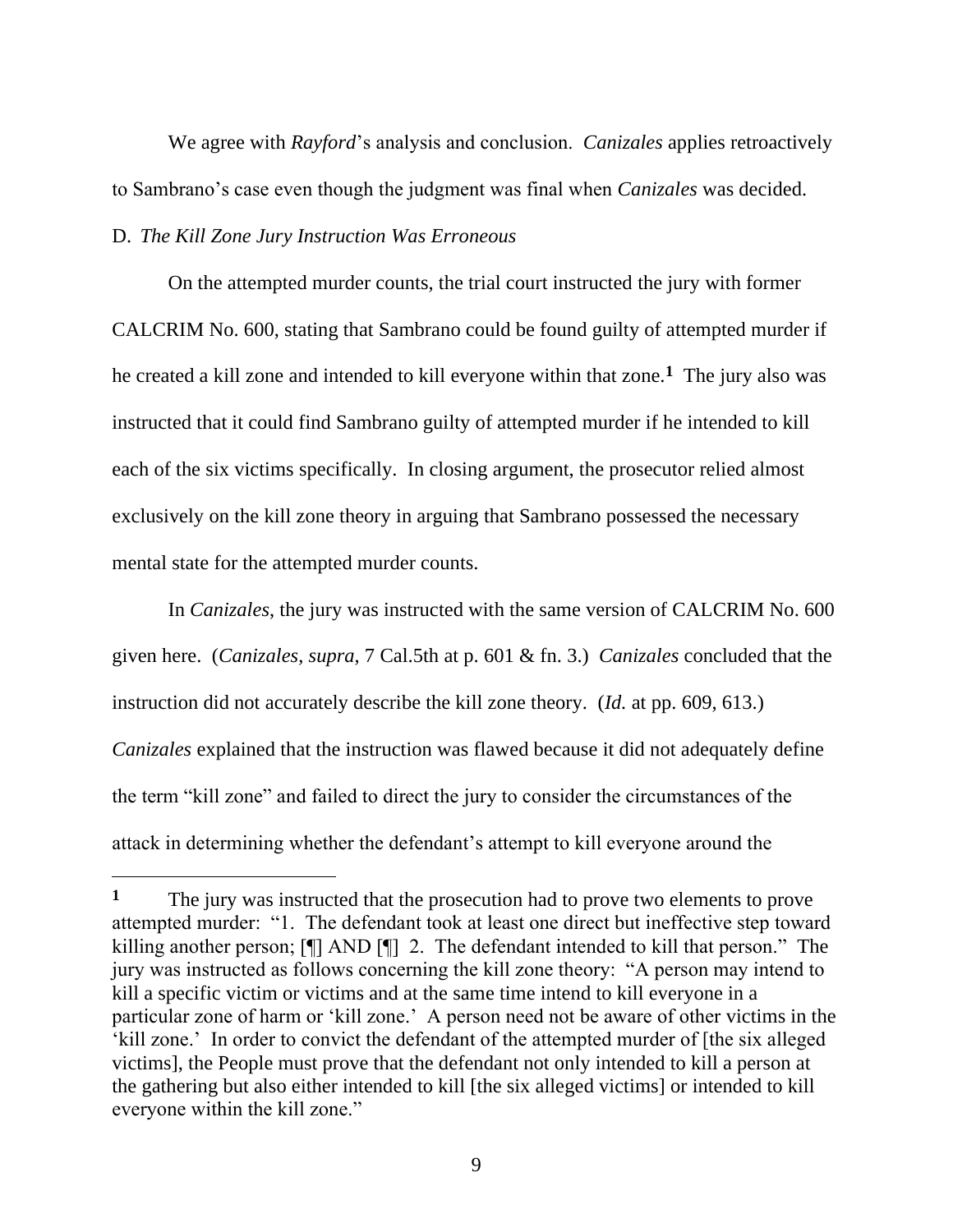We agree with *Rayford*'s analysis and conclusion. *Canizales* applies retroactively to Sambrano's case even though the judgment was final when *Canizales* was decided.

D. *The Kill Zone Jury Instruction Was Erroneous*

On the attempted murder counts, the trial court instructed the jury with former CALCRIM No. 600, stating that Sambrano could be found guilty of attempted murder if he created a kill zone and intended to kill everyone within that zone.[1] The jury also was instructed that it could find Sambrano guilty of attempted murder if he intended to kill each of the six victims specifically. In closing argument, the prosecutor relied almost exclusively on the kill zone theory in arguing that Sambrano possessed the necessary mental state for the attempted murder counts.

In *Canizales*, the jury was instructed with the same version of CALCRIM No. 600 given here. (*Canizales*, *supra*, 7 Cal.5th at p. 601 & fn. 3.) *Canizales* concluded that the instruction did not accurately describe the kill zone theory. (*Id.* at pp. 609, 613.) *Canizales* explained that the instruction was flawed because it did not adequately define the term "kill zone" and failed to direct the jury to consider the circumstances of the attack in determining whether the defendant's attempt to kill everyone around the

---

[1] The jury was instructed that the prosecution had to prove two elements to prove attempted murder: "1. The defendant took at least one direct but ineffective step toward killing another person; [¶] AND [¶] 2. The defendant intended to kill that person." The jury was instructed as follows concerning the kill zone theory: "A person may intend to kill a specific victim or victims and at the same time intend to kill everyone in a particular zone of harm or 'kill zone.' A person need not be aware of other victims in the 'kill zone.' In order to convict the defendant of the attempted murder of [the six alleged victims], the People must prove that the defendant not only intended to kill a person at the gathering but also either intended to kill [the six alleged victims] or intended to kill everyone within the kill zone."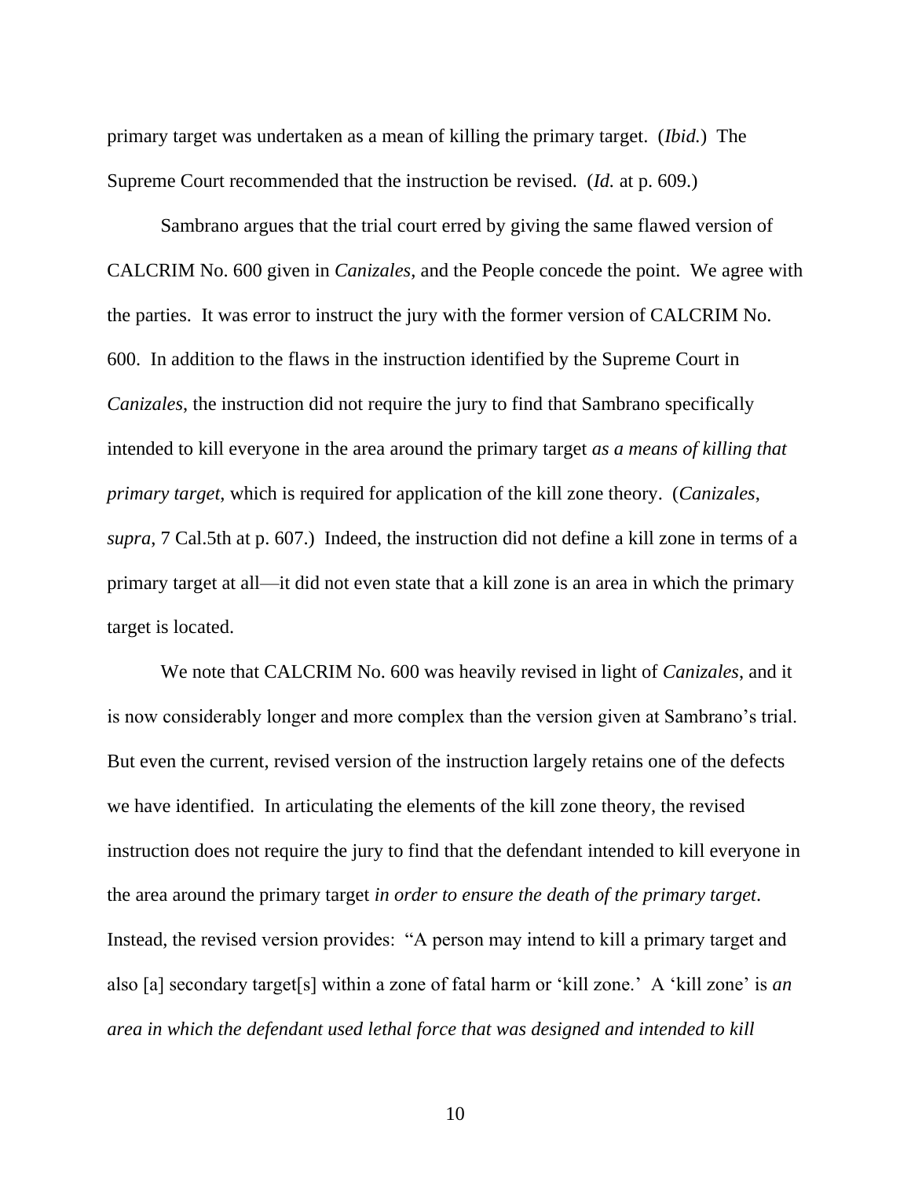primary target was undertaken as a mean of killing the primary target. (*Ibid.*) The Supreme Court recommended that the instruction be revised. (*Id.* at p. 609.)

Sambrano argues that the trial court erred by giving the same flawed version of CALCRIM No. 600 given in *Canizales*, and the People concede the point. We agree with the parties. It was error to instruct the jury with the former version of CALCRIM No. 600. In addition to the flaws in the instruction identified by the Supreme Court in *Canizales*, the instruction did not require the jury to find that Sambrano specifically intended to kill everyone in the area around the primary target *as a means of killing that primary target*, which is required for application of the kill zone theory. (*Canizales*, *supra*, 7 Cal.5th at p. 607.) Indeed, the instruction did not define a kill zone in terms of a primary target at all—it did not even state that a kill zone is an area in which the primary target is located.

We note that CALCRIM No. 600 was heavily revised in light of *Canizales*, and it is now considerably longer and more complex than the version given at Sambrano's trial. But even the current, revised version of the instruction largely retains one of the defects we have identified. In articulating the elements of the kill zone theory, the revised instruction does not require the jury to find that the defendant intended to kill everyone in the area around the primary target *in order to ensure the death of the primary target*. Instead, the revised version provides: "A person may intend to kill a primary target and also [a] secondary target[s] within a zone of fatal harm or 'kill zone.' A 'kill zone' is *an area in which the defendant used lethal force that was designed and intended to kill*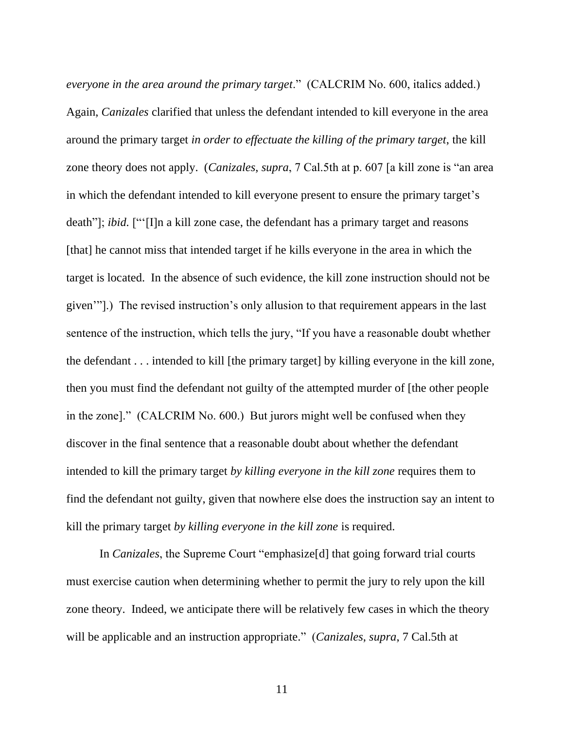*everyone in the area around the primary target*." (CALCRIM No. 600, italics added.) Again, *Canizales* clarified that unless the defendant intended to kill everyone in the area around the primary target *in order to effectuate the killing of the primary target*, the kill zone theory does not apply. (*Canizales*, *supra*, 7 Cal.5th at p. 607 [a kill zone is "an area in which the defendant intended to kill everyone present to ensure the primary target's death"]; *ibid.* ["'[I]n a kill zone case, the defendant has a primary target and reasons [that] he cannot miss that intended target if he kills everyone in the area in which the target is located. In the absence of such evidence, the kill zone instruction should not be given'"].) The revised instruction's only allusion to that requirement appears in the last sentence of the instruction, which tells the jury, "If you have a reasonable doubt whether the defendant . . . intended to kill [the primary target] by killing everyone in the kill zone, then you must find the defendant not guilty of the attempted murder of [the other people in the zone]." (CALCRIM No. 600.) But jurors might well be confused when they discover in the final sentence that a reasonable doubt about whether the defendant intended to kill the primary target *by killing everyone in the kill zone* requires them to find the defendant not guilty, given that nowhere else does the instruction say an intent to kill the primary target *by killing everyone in the kill zone* is required.

In *Canizales*, the Supreme Court "emphasize[d] that going forward trial courts must exercise caution when determining whether to permit the jury to rely upon the kill zone theory. Indeed, we anticipate there will be relatively few cases in which the theory will be applicable and an instruction appropriate." (*Canizales*, *supra*, 7 Cal.5th at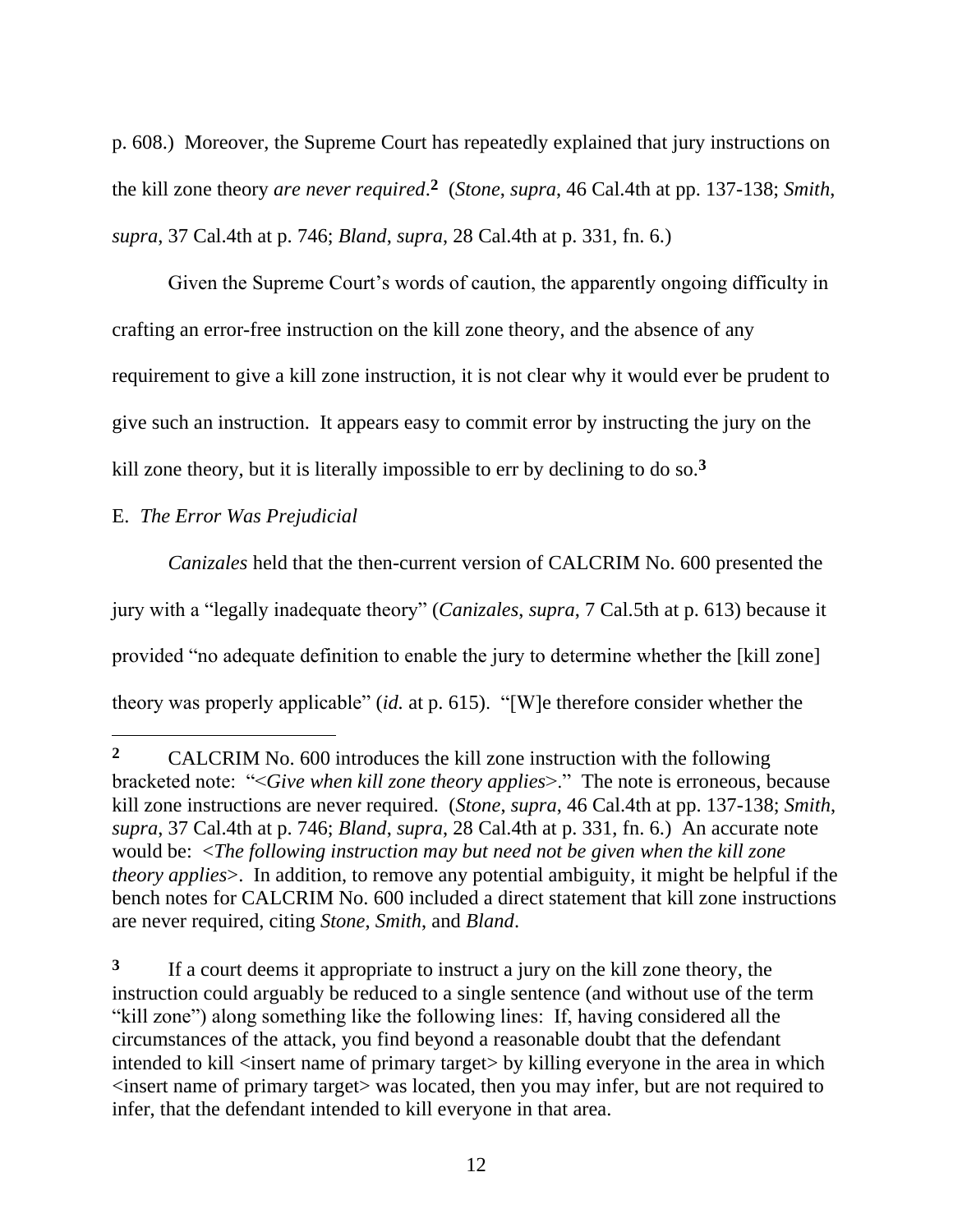p. 608.) Moreover, the Supreme Court has repeatedly explained that jury instructions on the kill zone theory *are never required*.[2] (*Stone*, *supra*, 46 Cal.4th at pp. 137-138; *Smith*, *supra*, 37 Cal.4th at p. 746; *Bland*, *supra*, 28 Cal.4th at p. 331, fn. 6.)

Given the Supreme Court's words of caution, the apparently ongoing difficulty in crafting an error-free instruction on the kill zone theory, and the absence of any requirement to give a kill zone instruction, it is not clear why it would ever be prudent to give such an instruction. It appears easy to commit error by instructing the jury on the kill zone theory, but it is literally impossible to err by declining to do so.[3]

E. *The Error Was Prejudicial*

*Canizales* held that the then-current version of CALCRIM No. 600 presented the jury with a "legally inadequate theory" (*Canizales*, *supra*, 7 Cal.5th at p. 613) because it provided "no adequate definition to enable the jury to determine whether the [kill zone] theory was properly applicable" (*id.* at p. 615). "[W]e therefore consider whether the

---

[2] CALCRIM No. 600 introduces the kill zone instruction with the following bracketed note: "<*Give when kill zone theory applies*>." The note is erroneous, because kill zone instructions are never required. (*Stone*, *supra*, 46 Cal.4th at pp. 137-138; *Smith*, *supra*, 37 Cal.4th at p. 746; *Bland*, *supra*, 28 Cal.4th at p. 331, fn. 6.) An accurate note would be: <*The following instruction may but need not be given when the kill zone theory applies*>. In addition, to remove any potential ambiguity, it might be helpful if the bench notes for CALCRIM No. 600 included a direct statement that kill zone instructions are never required, citing *Stone*, *Smith*, and *Bland*.

[3] If a court deems it appropriate to instruct a jury on the kill zone theory, the instruction could arguably be reduced to a single sentence (and without use of the term "kill zone") along something like the following lines: If, having considered all the circumstances of the attack, you find beyond a reasonable doubt that the defendant intended to kill <insert name of primary target> by killing everyone in the area in which <insert name of primary target> was located, then you may infer, but are not required to infer, that the defendant intended to kill everyone in that area.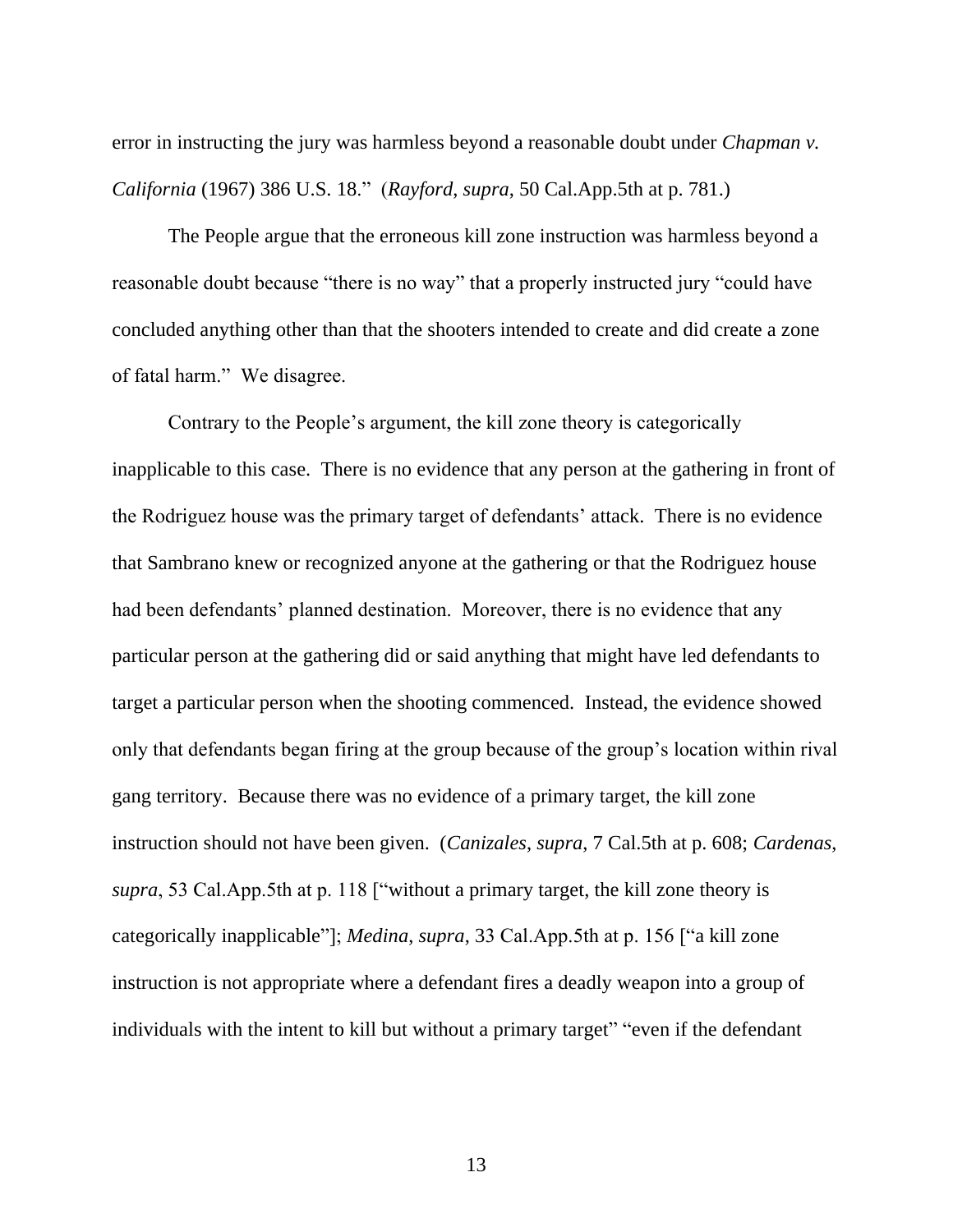error in instructing the jury was harmless beyond a reasonable doubt under *Chapman v. California* (1967) 386 U.S. 18." (*Rayford*, *supra*, 50 Cal.App.5th at p. 781.)

The People argue that the erroneous kill zone instruction was harmless beyond a reasonable doubt because "there is no way" that a properly instructed jury "could have concluded anything other than that the shooters intended to create and did create a zone of fatal harm." We disagree.

Contrary to the People's argument, the kill zone theory is categorically inapplicable to this case. There is no evidence that any person at the gathering in front of the Rodriguez house was the primary target of defendants' attack. There is no evidence that Sambrano knew or recognized anyone at the gathering or that the Rodriguez house had been defendants' planned destination. Moreover, there is no evidence that any particular person at the gathering did or said anything that might have led defendants to target a particular person when the shooting commenced. Instead, the evidence showed only that defendants began firing at the group because of the group's location within rival gang territory. Because there was no evidence of a primary target, the kill zone instruction should not have been given. (*Canizales*, *supra*, 7 Cal.5th at p. 608; *Cardenas*, *supra*, 53 Cal.App.5th at p. 118 ["without a primary target, the kill zone theory is categorically inapplicable"]; *Medina*, *supra*, 33 Cal.App.5th at p. 156 ["a kill zone instruction is not appropriate where a defendant fires a deadly weapon into a group of individuals with the intent to kill but without a primary target" "even if the defendant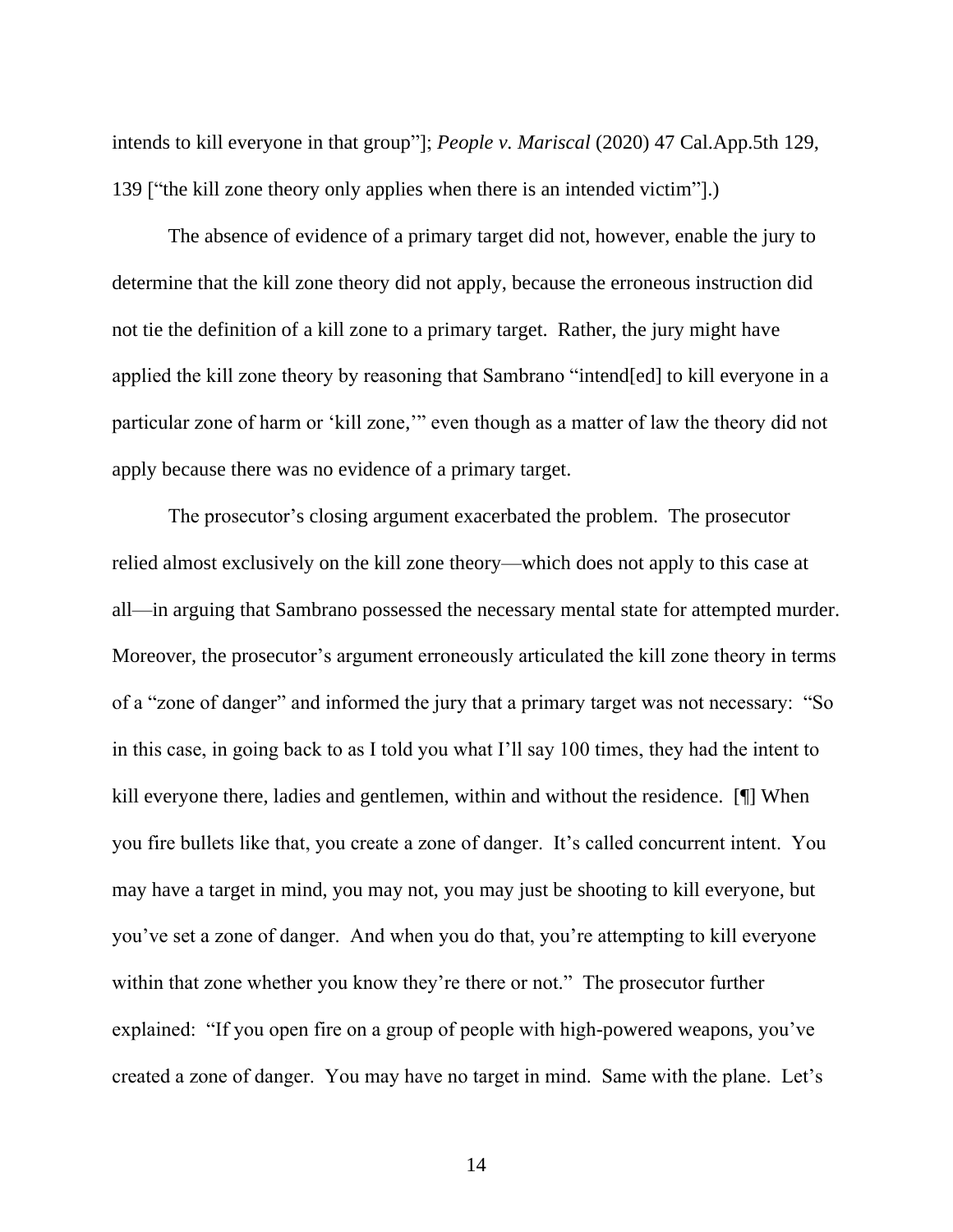intends to kill everyone in that group"]; *People v. Mariscal* (2020) 47 Cal.App.5th 129, 139 ["the kill zone theory only applies when there is an intended victim"].)

The absence of evidence of a primary target did not, however, enable the jury to determine that the kill zone theory did not apply, because the erroneous instruction did not tie the definition of a kill zone to a primary target. Rather, the jury might have applied the kill zone theory by reasoning that Sambrano "intend[ed] to kill everyone in a particular zone of harm or 'kill zone,'" even though as a matter of law the theory did not apply because there was no evidence of a primary target.

The prosecutor's closing argument exacerbated the problem. The prosecutor relied almost exclusively on the kill zone theory—which does not apply to this case at all—in arguing that Sambrano possessed the necessary mental state for attempted murder. Moreover, the prosecutor's argument erroneously articulated the kill zone theory in terms of a "zone of danger" and informed the jury that a primary target was not necessary: "So in this case, in going back to as I told you what I'll say 100 times, they had the intent to kill everyone there, ladies and gentlemen, within and without the residence. [¶] When you fire bullets like that, you create a zone of danger. It's called concurrent intent. You may have a target in mind, you may not, you may just be shooting to kill everyone, but you've set a zone of danger. And when you do that, you're attempting to kill everyone within that zone whether you know they're there or not." The prosecutor further explained: "If you open fire on a group of people with high-powered weapons, you've created a zone of danger. You may have no target in mind. Same with the plane. Let's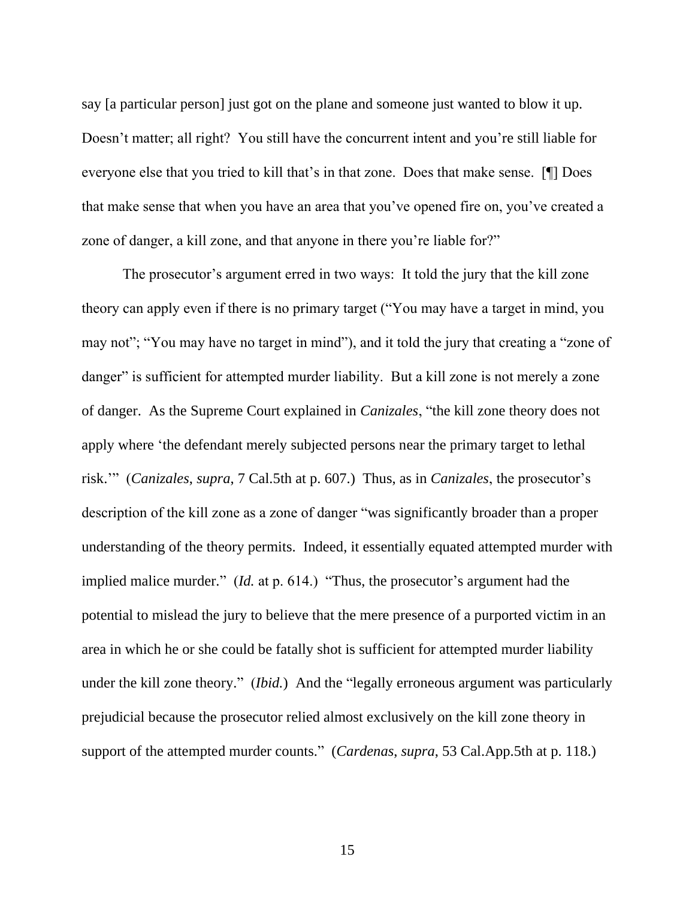say [a particular person] just got on the plane and someone just wanted to blow it up. Doesn't matter; all right? You still have the concurrent intent and you're still liable for everyone else that you tried to kill that's in that zone. Does that make sense. [¶] Does that make sense that when you have an area that you've opened fire on, you've created a zone of danger, a kill zone, and that anyone in there you're liable for?"

The prosecutor's argument erred in two ways: It told the jury that the kill zone theory can apply even if there is no primary target ("You may have a target in mind, you may not"; "You may have no target in mind"), and it told the jury that creating a "zone of danger" is sufficient for attempted murder liability. But a kill zone is not merely a zone of danger. As the Supreme Court explained in *Canizales*, "the kill zone theory does not apply where 'the defendant merely subjected persons near the primary target to lethal risk.'" (*Canizales*, *supra*, 7 Cal.5th at p. 607.) Thus, as in *Canizales*, the prosecutor's description of the kill zone as a zone of danger "was significantly broader than a proper understanding of the theory permits. Indeed, it essentially equated attempted murder with implied malice murder." (*Id.* at p. 614.) "Thus, the prosecutor's argument had the potential to mislead the jury to believe that the mere presence of a purported victim in an area in which he or she could be fatally shot is sufficient for attempted murder liability under the kill zone theory." (*Ibid.*) And the "legally erroneous argument was particularly prejudicial because the prosecutor relied almost exclusively on the kill zone theory in support of the attempted murder counts." (*Cardenas*, *supra*, 53 Cal.App.5th at p. 118.)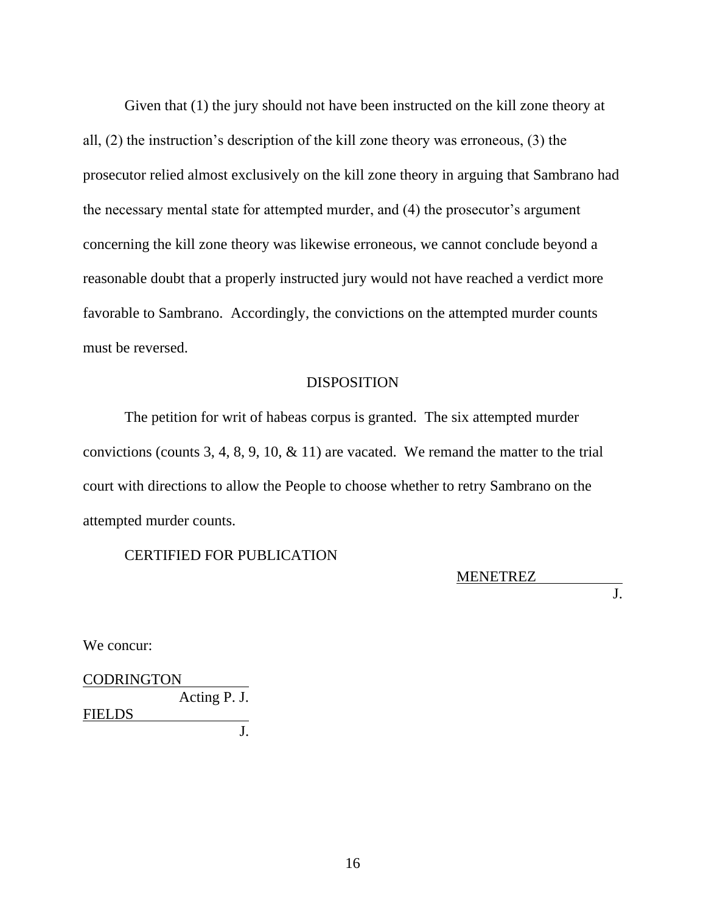Given that (1) the jury should not have been instructed on the kill zone theory at all, (2) the instruction's description of the kill zone theory was erroneous, (3) the prosecutor relied almost exclusively on the kill zone theory in arguing that Sambrano had the necessary mental state for attempted murder, and (4) the prosecutor's argument concerning the kill zone theory was likewise erroneous, we cannot conclude beyond a reasonable doubt that a properly instructed jury would not have reached a verdict more favorable to Sambrano. Accordingly, the convictions on the attempted murder counts must be reversed.

## DISPOSITION

The petition for writ of habeas corpus is granted. The six attempted murder convictions (counts 3, 4, 8, 9, 10, & 11) are vacated. We remand the matter to the trial court with directions to allow the People to choose whether to retry Sambrano on the attempted murder counts.

CERTIFIED FOR PUBLICATION

MENETREZ
J.

We concur:

CODRINGTON
Acting P. J.

FIELDS
J.